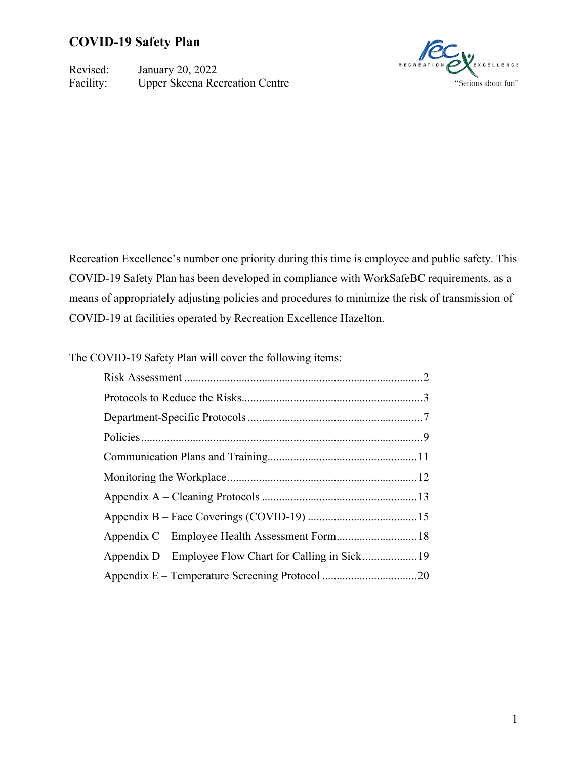# COVID-19 Safety Plan

Revised: January 20, 2022
Facility: Upper Skeena Recreation Centre

Recreation Excellence's number one priority during this time is employee and public safety. This COVID-19 Safety Plan has been developed in compliance with WorkSafeBC requirements, as a means of appropriately adjusting policies and procedures to minimize the risk of transmission of COVID-19 at facilities operated by Recreation Excellence Hazelton.

The COVID-19 Safety Plan will cover the following items:

- Risk Assessment ....................................................................................2
- Protocols to Reduce the Risks.................................................................3
- Department-Specific Protocols ..............................................................7
- Policies...................................................................................................9
- Communication Plans and Training......................................................11
- Monitoring the Workplace ...................................................................12
- Appendix A – Cleaning Protocols .......................................................13
- Appendix B – Face Coverings (COVID-19) .......................................15
- Appendix C – Employee Health Assessment Form.............................18
- Appendix D – Employee Flow Chart for Calling in Sick....................19
- Appendix E – Temperature Screening Protocol ..................................20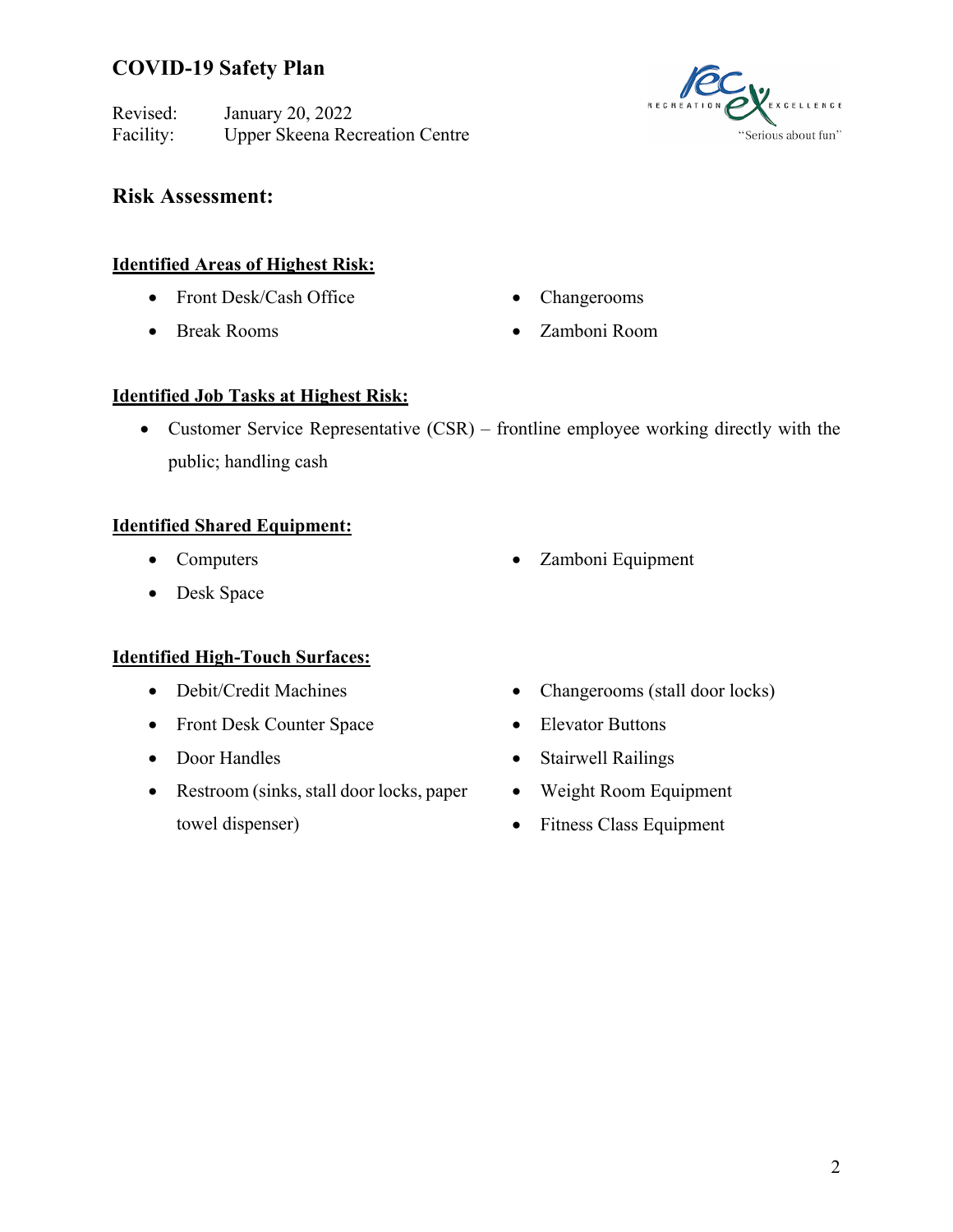# COVID-19 Safety Plan

Revised: January 20, 2022
Facility: Upper Skeena Recreation Centre

## Risk Assessment:

**Identified Areas of Highest Risk:**

- Front Desk/Cash Office
- Break Rooms
- Changerooms
- Zamboni Room

**Identified Job Tasks at Highest Risk:**

- Customer Service Representative (CSR) – frontline employee working directly with the public; handling cash

**Identified Shared Equipment:**

- Computers
- Desk Space
- Zamboni Equipment

**Identified High-Touch Surfaces:**

- Debit/Credit Machines
- Front Desk Counter Space
- Door Handles
- Restroom (sinks, stall door locks, paper towel dispenser)
- Changerooms (stall door locks)
- Elevator Buttons
- Stairwell Railings
- Weight Room Equipment
- Fitness Class Equipment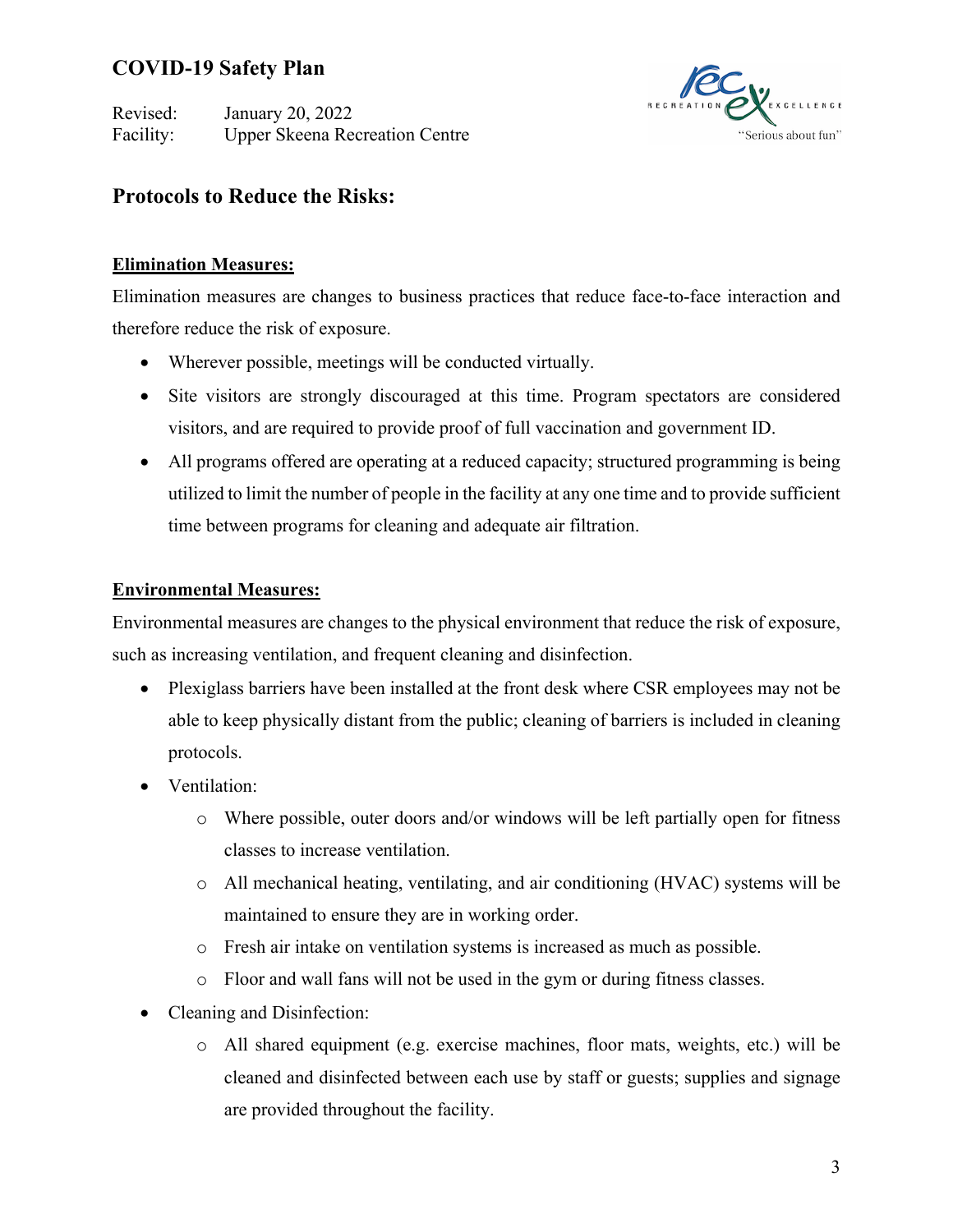# COVID-19 Safety Plan

Revised: January 20, 2022
Facility: Upper Skeena Recreation Centre

## Protocols to Reduce the Risks:

### Elimination Measures:

Elimination measures are changes to business practices that reduce face-to-face interaction and therefore reduce the risk of exposure.

- Wherever possible, meetings will be conducted virtually.
- Site visitors are strongly discouraged at this time. Program spectators are considered visitors, and are required to provide proof of full vaccination and government ID.
- All programs offered are operating at a reduced capacity; structured programming is being utilized to limit the number of people in the facility at any one time and to provide sufficient time between programs for cleaning and adequate air filtration.

### Environmental Measures:

Environmental measures are changes to the physical environment that reduce the risk of exposure, such as increasing ventilation, and frequent cleaning and disinfection.

- Plexiglass barriers have been installed at the front desk where CSR employees may not be able to keep physically distant from the public; cleaning of barriers is included in cleaning protocols.
- Ventilation:
  - Where possible, outer doors and/or windows will be left partially open for fitness classes to increase ventilation.
  - All mechanical heating, ventilating, and air conditioning (HVAC) systems will be maintained to ensure they are in working order.
  - Fresh air intake on ventilation systems is increased as much as possible.
  - Floor and wall fans will not be used in the gym or during fitness classes.
- Cleaning and Disinfection:
  - All shared equipment (e.g. exercise machines, floor mats, weights, etc.) will be cleaned and disinfected between each use by staff or guests; supplies and signage are provided throughout the facility.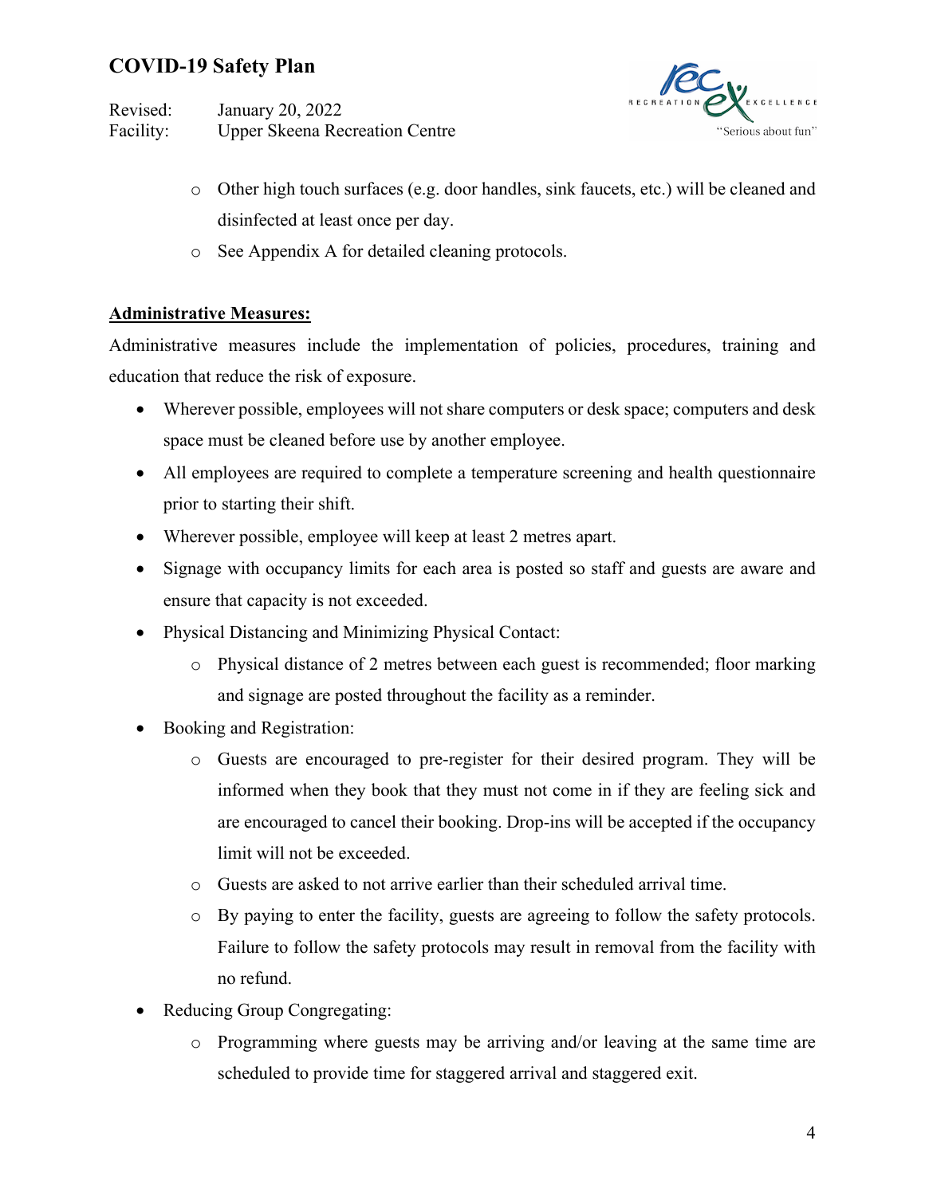- Other high touch surfaces (e.g. door handles, sink faucets, etc.) will be cleaned and disinfected at least once per day.
  - See Appendix A for detailed cleaning protocols.

**Administrative Measures:**

Administrative measures include the implementation of policies, procedures, training and education that reduce the risk of exposure.

- Wherever possible, employees will not share computers or desk space; computers and desk space must be cleaned before use by another employee.
- All employees are required to complete a temperature screening and health questionnaire prior to starting their shift.
- Wherever possible, employee will keep at least 2 metres apart.
- Signage with occupancy limits for each area is posted so staff and guests are aware and ensure that capacity is not exceeded.
- Physical Distancing and Minimizing Physical Contact:
  - Physical distance of 2 metres between each guest is recommended; floor marking and signage are posted throughout the facility as a reminder.
- Booking and Registration:
  - Guests are encouraged to pre-register for their desired program. They will be informed when they book that they must not come in if they are feeling sick and are encouraged to cancel their booking. Drop-ins will be accepted if the occupancy limit will not be exceeded.
  - Guests are asked to not arrive earlier than their scheduled arrival time.
  - By paying to enter the facility, guests are agreeing to follow the safety protocols. Failure to follow the safety protocols may result in removal from the facility with no refund.
- Reducing Group Congregating:
  - Programming where guests may be arriving and/or leaving at the same time are scheduled to provide time for staggered arrival and staggered exit.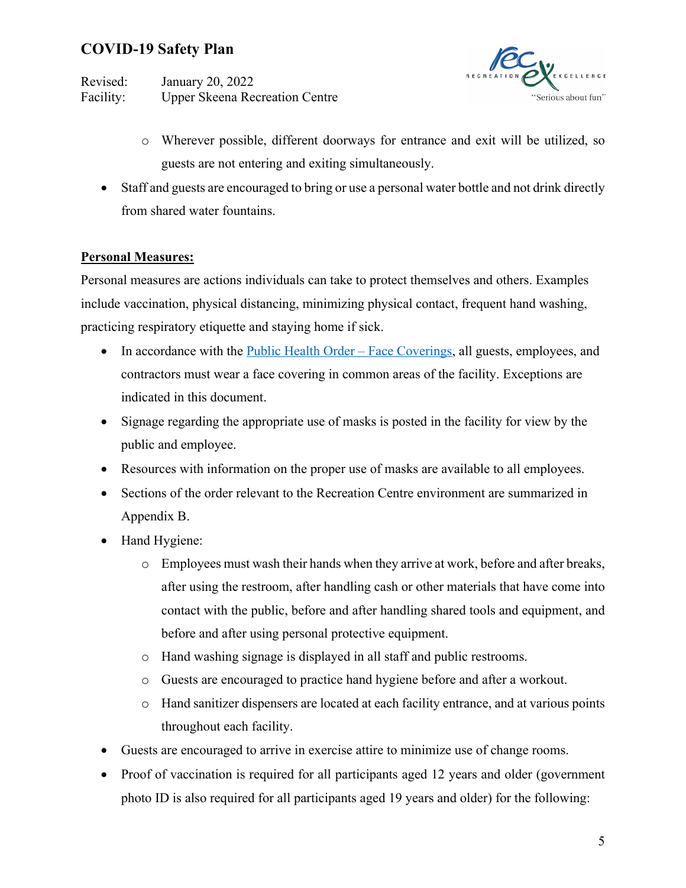- Wherever possible, different doorways for entrance and exit will be utilized, so guests are not entering and exiting simultaneously.
- Staff and guests are encouraged to bring or use a personal water bottle and not drink directly from shared water fountains.

**Personal Measures:**

Personal measures are actions individuals can take to protect themselves and others. Examples include vaccination, physical distancing, minimizing physical contact, frequent hand washing, practicing respiratory etiquette and staying home if sick.

- In accordance with the [Public Health Order – Face Coverings](), all guests, employees, and contractors must wear a face covering in common areas of the facility. Exceptions are indicated in this document.
- Signage regarding the appropriate use of masks is posted in the facility for view by the public and employee.
- Resources with information on the proper use of masks are available to all employees.
- Sections of the order relevant to the Recreation Centre environment are summarized in Appendix B.
- Hand Hygiene:
   - Employees must wash their hands when they arrive at work, before and after breaks, after using the restroom, after handling cash or other materials that have come into contact with the public, before and after handling shared tools and equipment, and before and after using personal protective equipment.
   - Hand washing signage is displayed in all staff and public restrooms.
   - Guests are encouraged to practice hand hygiene before and after a workout.
   - Hand sanitizer dispensers are located at each facility entrance, and at various points throughout each facility.
- Guests are encouraged to arrive in exercise attire to minimize use of change rooms.
- Proof of vaccination is required for all participants aged 12 years and older (government photo ID is also required for all participants aged 19 years and older) for the following: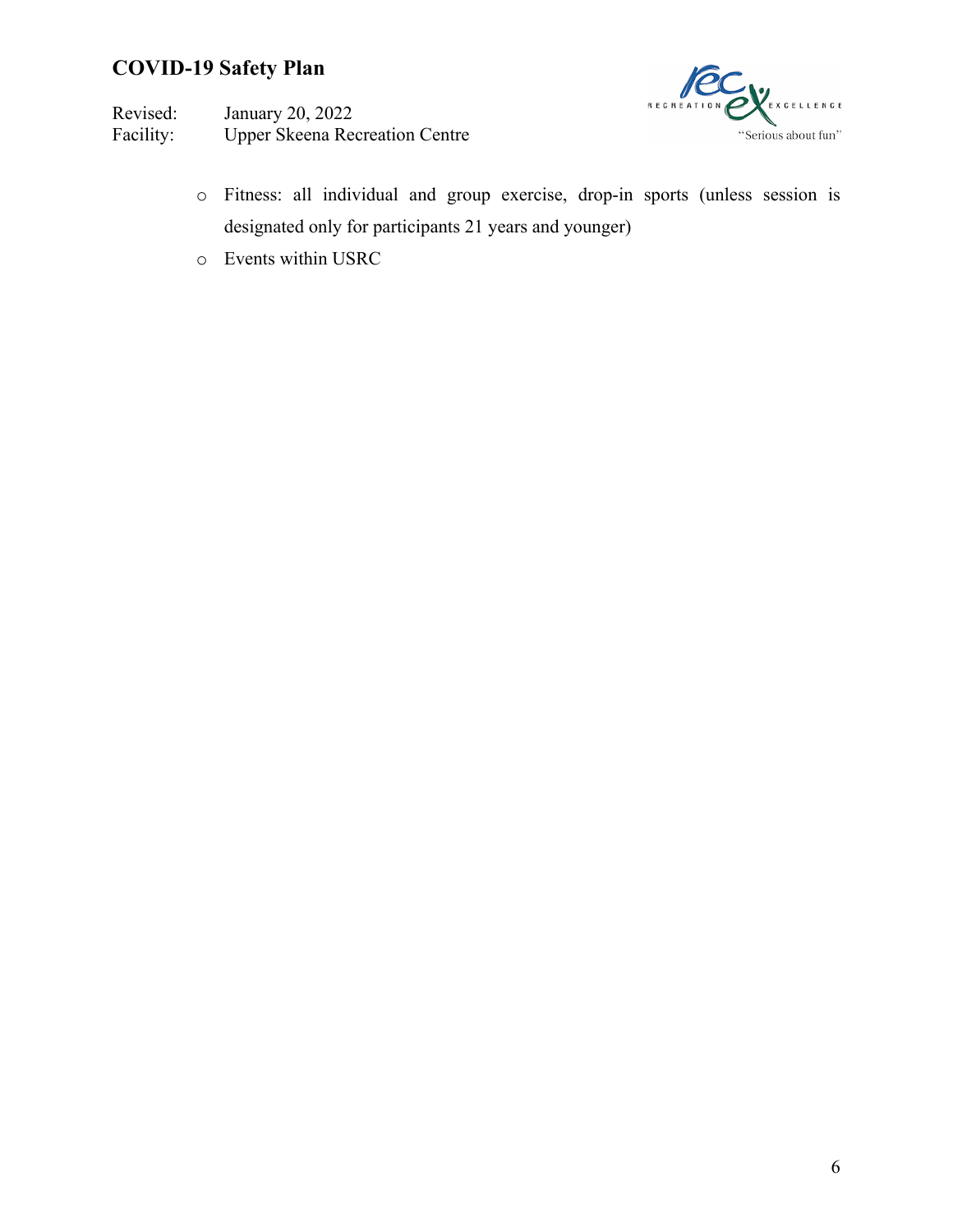- Fitness: all individual and group exercise, drop-in sports (unless session is designated only for participants 21 years and younger)
- Events within USRC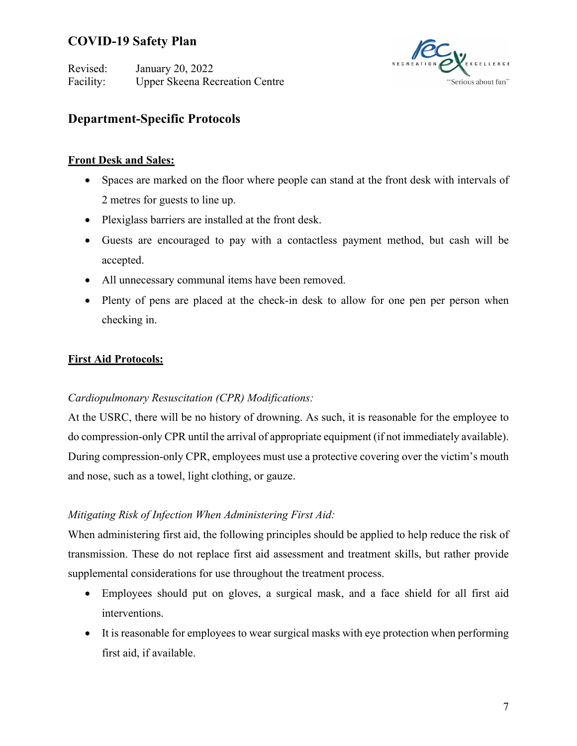## Department-Specific Protocols

**Front Desk and Sales:**

- Spaces are marked on the floor where people can stand at the front desk with intervals of 2 metres for guests to line up.
- Plexiglass barriers are installed at the front desk.
- Guests are encouraged to pay with a contactless payment method, but cash will be accepted.
- All unnecessary communal items have been removed.
- Plenty of pens are placed at the check-in desk to allow for one pen per person when checking in.

**First Aid Protocols:**

*Cardiopulmonary Resuscitation (CPR) Modifications:*

At the USRC, there will be no history of drowning. As such, it is reasonable for the employee to do compression-only CPR until the arrival of appropriate equipment (if not immediately available). During compression-only CPR, employees must use a protective covering over the victim's mouth and nose, such as a towel, light clothing, or gauze.

*Mitigating Risk of Infection When Administering First Aid:*

When administering first aid, the following principles should be applied to help reduce the risk of transmission. These do not replace first aid assessment and treatment skills, but rather provide supplemental considerations for use throughout the treatment process.

- Employees should put on gloves, a surgical mask, and a face shield for all first aid interventions.
- It is reasonable for employees to wear surgical masks with eye protection when performing first aid, if available.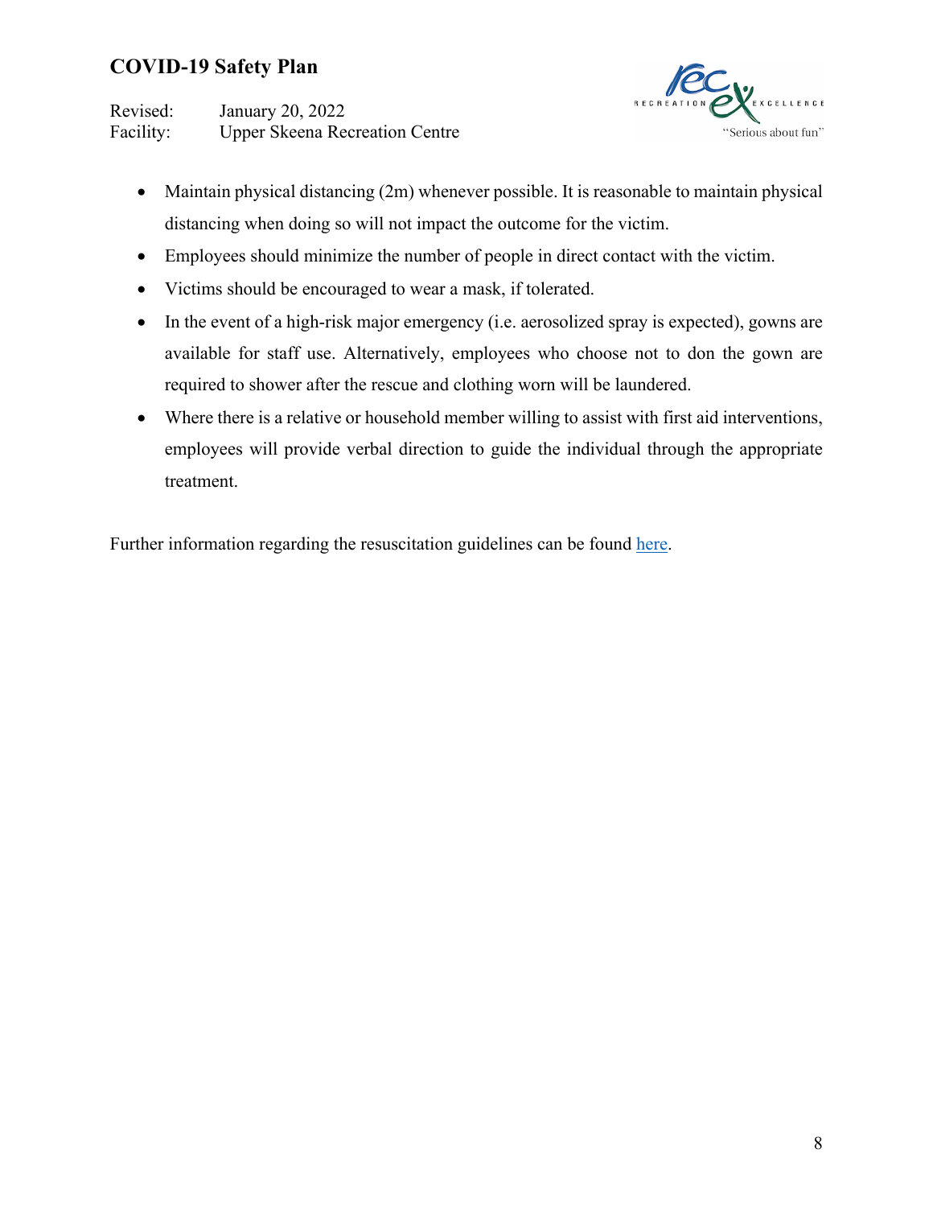- Maintain physical distancing (2m) whenever possible. It is reasonable to maintain physical distancing when doing so will not impact the outcome for the victim.
- Employees should minimize the number of people in direct contact with the victim.
- Victims should be encouraged to wear a mask, if tolerated.
- In the event of a high-risk major emergency (i.e. aerosolized spray is expected), gowns are available for staff use. Alternatively, employees who choose not to don the gown are required to shower after the rescue and clothing worn will be laundered.
- Where there is a relative or household member willing to assist with first aid interventions, employees will provide verbal direction to guide the individual through the appropriate treatment.

Further information regarding the resuscitation guidelines can be found here.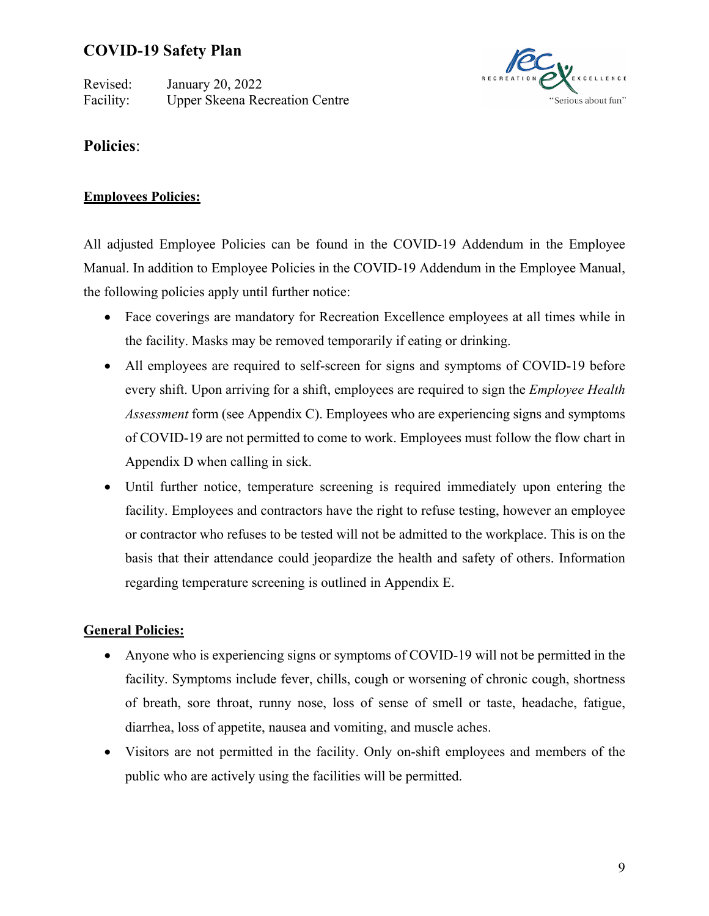# Policies:

## Employees Policies:

All adjusted Employee Policies can be found in the COVID-19 Addendum in the Employee Manual. In addition to Employee Policies in the COVID-19 Addendum in the Employee Manual, the following policies apply until further notice:

- Face coverings are mandatory for Recreation Excellence employees at all times while in the facility. Masks may be removed temporarily if eating or drinking.
- All employees are required to self-screen for signs and symptoms of COVID-19 before every shift. Upon arriving for a shift, employees are required to sign the *Employee Health Assessment* form (see Appendix C). Employees who are experiencing signs and symptoms of COVID-19 are not permitted to come to work. Employees must follow the flow chart in Appendix D when calling in sick.
- Until further notice, temperature screening is required immediately upon entering the facility. Employees and contractors have the right to refuse testing, however an employee or contractor who refuses to be tested will not be admitted to the workplace. This is on the basis that their attendance could jeopardize the health and safety of others. Information regarding temperature screening is outlined in Appendix E.

## General Policies:

- Anyone who is experiencing signs or symptoms of COVID-19 will not be permitted in the facility. Symptoms include fever, chills, cough or worsening of chronic cough, shortness of breath, sore throat, runny nose, loss of sense of smell or taste, headache, fatigue, diarrhea, loss of appetite, nausea and vomiting, and muscle aches.
- Visitors are not permitted in the facility. Only on-shift employees and members of the public who are actively using the facilities will be permitted.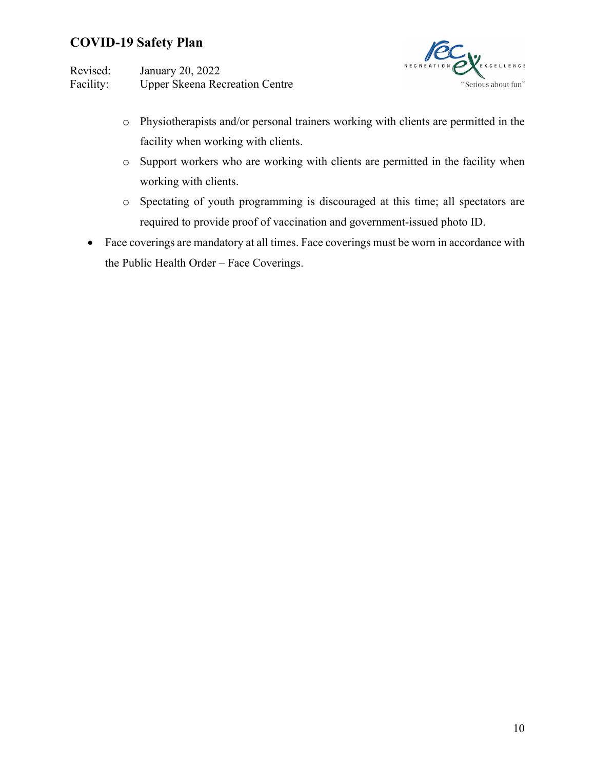- Physiotherapists and/or personal trainers working with clients are permitted in the facility when working with clients.
  - Support workers who are working with clients are permitted in the facility when working with clients.
  - Spectating of youth programming is discouraged at this time; all spectators are required to provide proof of vaccination and government-issued photo ID.
- Face coverings are mandatory at all times. Face coverings must be worn in accordance with the Public Health Order – Face Coverings.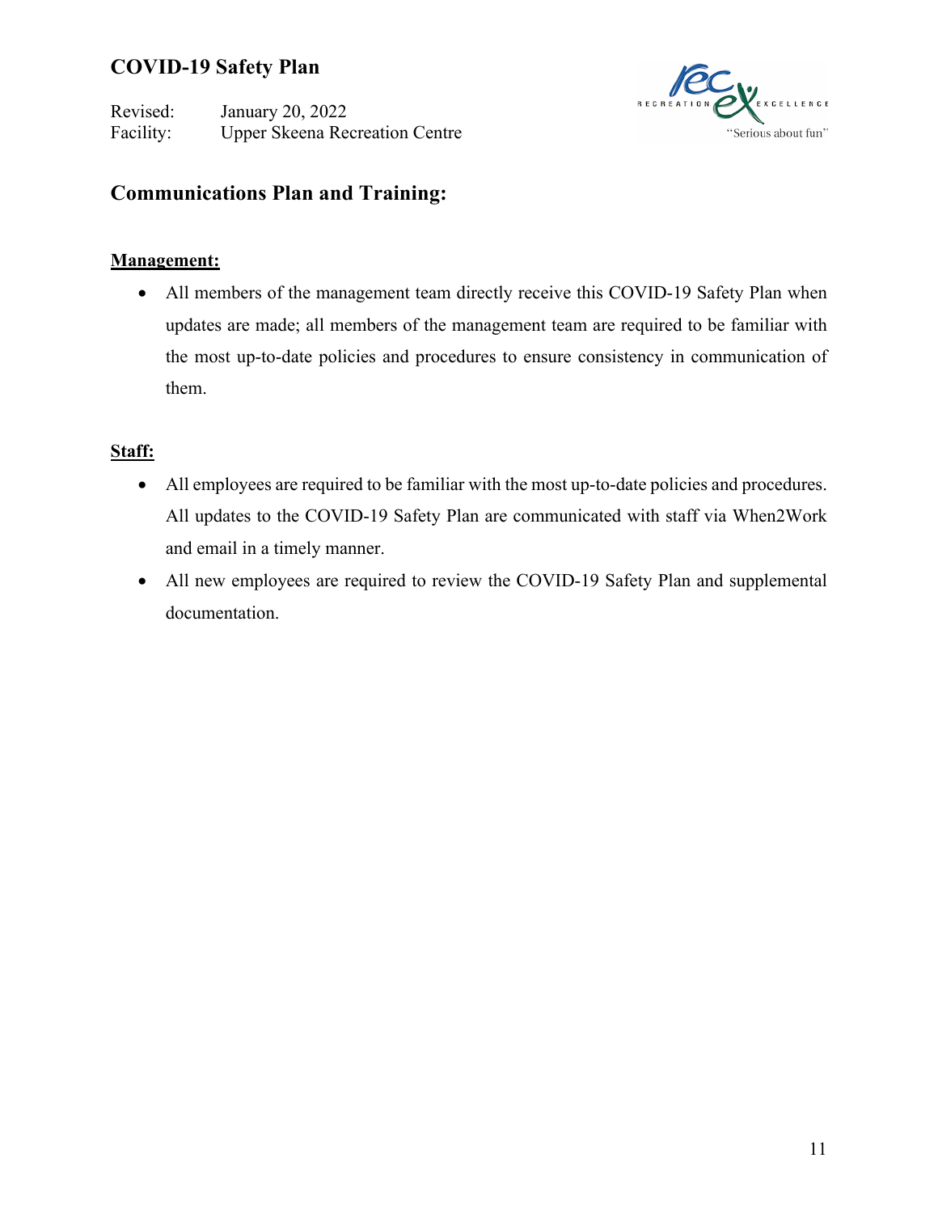## Communications Plan and Training:

**Management:**

- All members of the management team directly receive this COVID-19 Safety Plan when updates are made; all members of the management team are required to be familiar with the most up-to-date policies and procedures to ensure consistency in communication of them.

**Staff:**

- All employees are required to be familiar with the most up-to-date policies and procedures. All updates to the COVID-19 Safety Plan are communicated with staff via When2Work and email in a timely manner.
- All new employees are required to review the COVID-19 Safety Plan and supplemental documentation.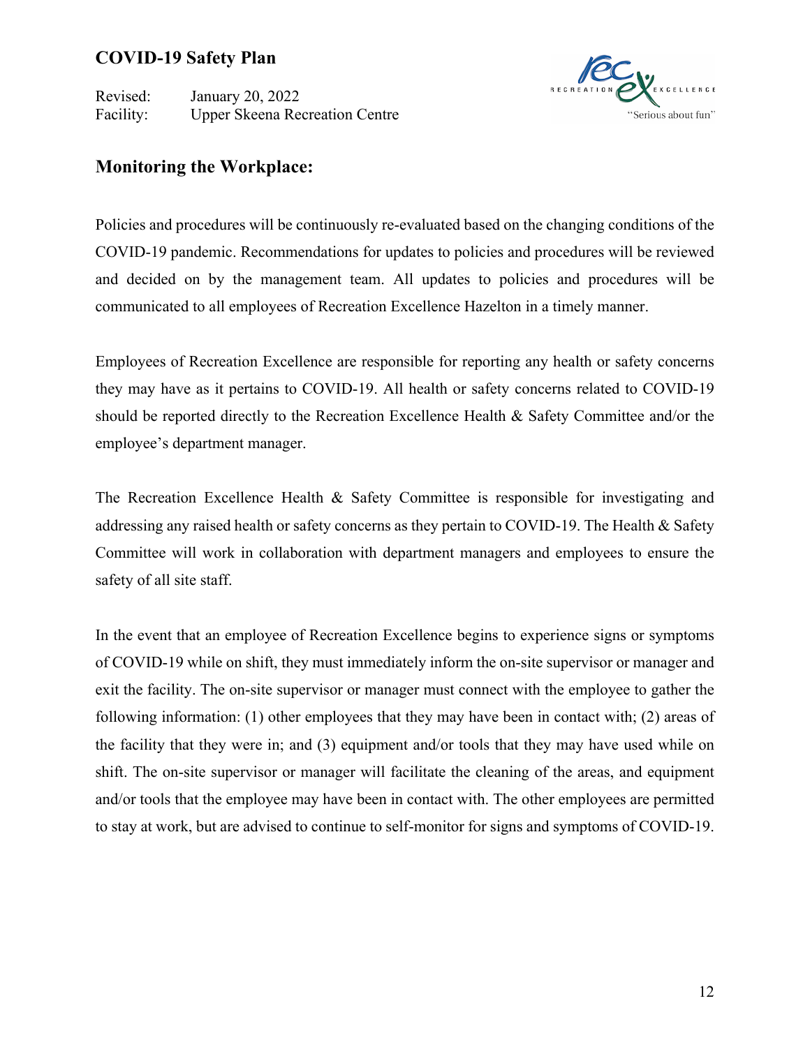## Monitoring the Workplace:

Policies and procedures will be continuously re-evaluated based on the changing conditions of the COVID-19 pandemic. Recommendations for updates to policies and procedures will be reviewed and decided on by the management team. All updates to policies and procedures will be communicated to all employees of Recreation Excellence Hazelton in a timely manner.

Employees of Recreation Excellence are responsible for reporting any health or safety concerns they may have as it pertains to COVID-19. All health or safety concerns related to COVID-19 should be reported directly to the Recreation Excellence Health & Safety Committee and/or the employee's department manager.

The Recreation Excellence Health & Safety Committee is responsible for investigating and addressing any raised health or safety concerns as they pertain to COVID-19. The Health & Safety Committee will work in collaboration with department managers and employees to ensure the safety of all site staff.

In the event that an employee of Recreation Excellence begins to experience signs or symptoms of COVID-19 while on shift, they must immediately inform the on-site supervisor or manager and exit the facility. The on-site supervisor or manager must connect with the employee to gather the following information: (1) other employees that they may have been in contact with; (2) areas of the facility that they were in; and (3) equipment and/or tools that they may have used while on shift. The on-site supervisor or manager will facilitate the cleaning of the areas, and equipment and/or tools that the employee may have been in contact with. The other employees are permitted to stay at work, but are advised to continue to self-monitor for signs and symptoms of COVID-19.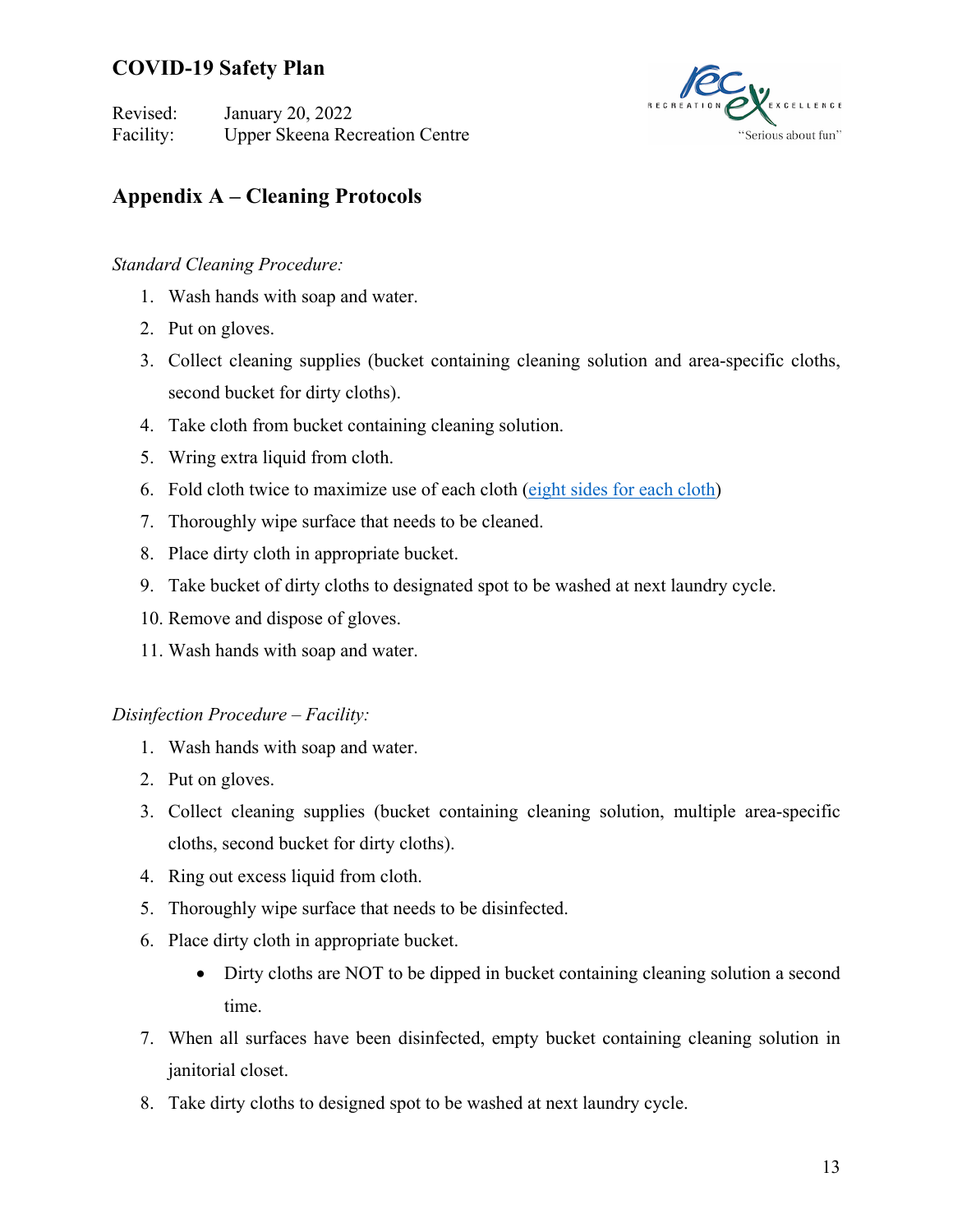# Appendix A – Cleaning Protocols

*Standard Cleaning Procedure:*

1. Wash hands with soap and water.
2. Put on gloves.
3. Collect cleaning supplies (bucket containing cleaning solution and area-specific cloths, second bucket for dirty cloths).
4. Take cloth from bucket containing cleaning solution.
5. Wring extra liquid from cloth.
6. Fold cloth twice to maximize use of each cloth (eight sides for each cloth)
7. Thoroughly wipe surface that needs to be cleaned.
8. Place dirty cloth in appropriate bucket.
9. Take bucket of dirty cloths to designated spot to be washed at next laundry cycle.
10. Remove and dispose of gloves.
11. Wash hands with soap and water.

*Disinfection Procedure – Facility:*

1. Wash hands with soap and water.
2. Put on gloves.
3. Collect cleaning supplies (bucket containing cleaning solution, multiple area-specific cloths, second bucket for dirty cloths).
4. Ring out excess liquid from cloth.
5. Thoroughly wipe surface that needs to be disinfected.
6. Place dirty cloth in appropriate bucket.
   - Dirty cloths are NOT to be dipped in bucket containing cleaning solution a second time.
7. When all surfaces have been disinfected, empty bucket containing cleaning solution in janitorial closet.
8. Take dirty cloths to designed spot to be washed at next laundry cycle.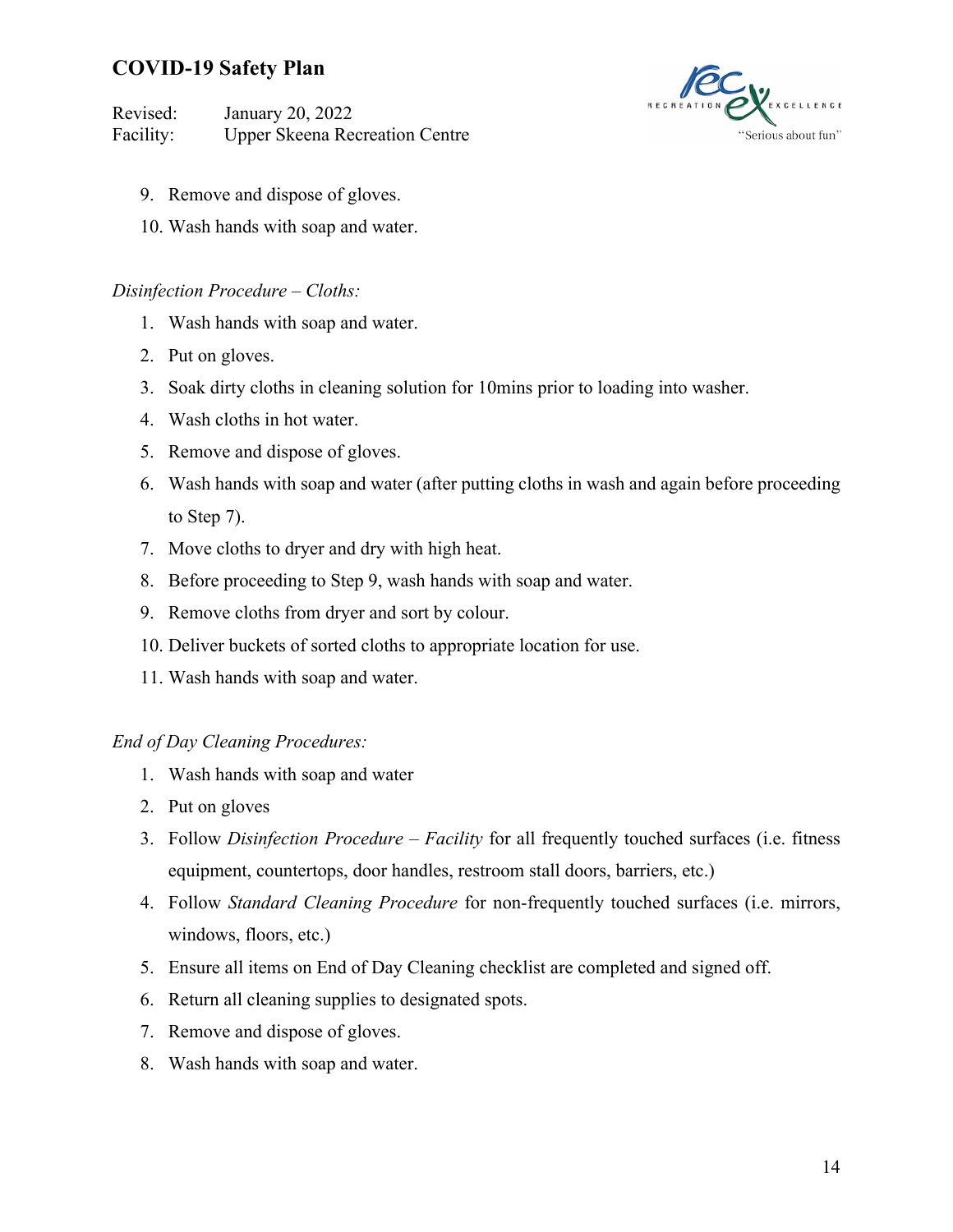9. Remove and dispose of gloves.
10. Wash hands with soap and water.

*Disinfection Procedure – Cloths:*

1. Wash hands with soap and water.
2. Put on gloves.
3. Soak dirty cloths in cleaning solution for 10mins prior to loading into washer.
4. Wash cloths in hot water.
5. Remove and dispose of gloves.
6. Wash hands with soap and water (after putting cloths in wash and again before proceeding to Step 7).
7. Move cloths to dryer and dry with high heat.
8. Before proceeding to Step 9, wash hands with soap and water.
9. Remove cloths from dryer and sort by colour.
10. Deliver buckets of sorted cloths to appropriate location for use.
11. Wash hands with soap and water.

*End of Day Cleaning Procedures:*

1. Wash hands with soap and water
2. Put on gloves
3. Follow *Disinfection Procedure – Facility* for all frequently touched surfaces (i.e. fitness equipment, countertops, door handles, restroom stall doors, barriers, etc.)
4. Follow *Standard Cleaning Procedure* for non-frequently touched surfaces (i.e. mirrors, windows, floors, etc.)
5. Ensure all items on End of Day Cleaning checklist are completed and signed off.
6. Return all cleaning supplies to designated spots.
7. Remove and dispose of gloves.
8. Wash hands with soap and water.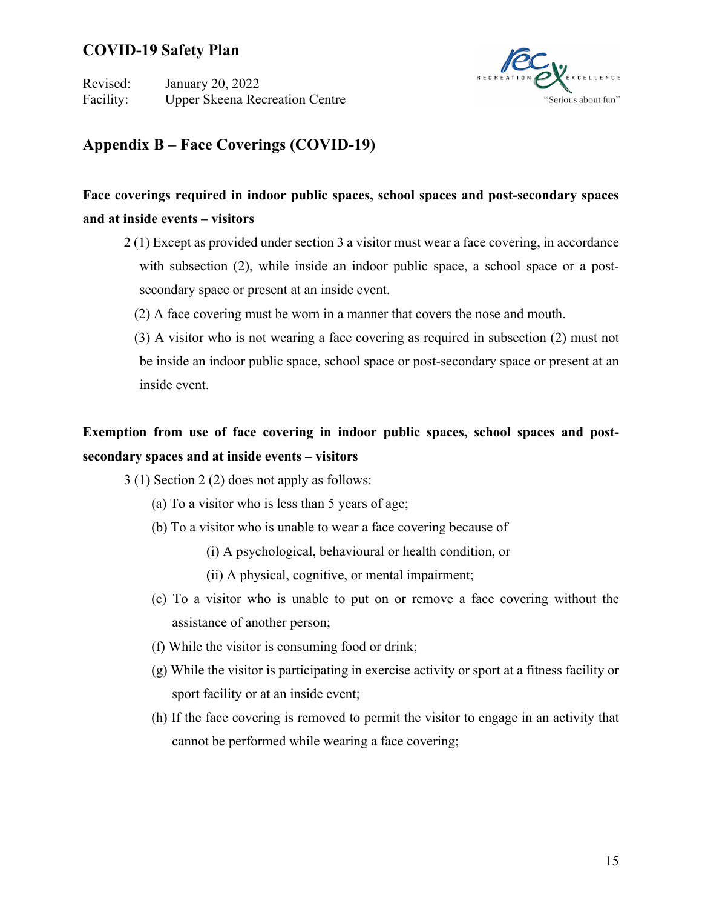## Appendix B – Face Coverings (COVID-19)

**Face coverings required in indoor public spaces, school spaces and post-secondary spaces and at inside events – visitors**

2 (1) Except as provided under section 3 a visitor must wear a face covering, in accordance with subsection (2), while inside an indoor public space, a school space or a post-secondary space or present at an inside event.

(2) A face covering must be worn in a manner that covers the nose and mouth.

(3) A visitor who is not wearing a face covering as required in subsection (2) must not be inside an indoor public space, school space or post-secondary space or present at an inside event.

**Exemption from use of face covering in indoor public spaces, school spaces and post-secondary spaces and at inside events – visitors**

3 (1) Section 2 (2) does not apply as follows:

- (a) To a visitor who is less than 5 years of age;
- (b) To a visitor who is unable to wear a face covering because of
  - (i) A psychological, behavioural or health condition, or
  - (ii) A physical, cognitive, or mental impairment;
- (c) To a visitor who is unable to put on or remove a face covering without the assistance of another person;
- (f) While the visitor is consuming food or drink;
- (g) While the visitor is participating in exercise activity or sport at a fitness facility or sport facility or at an inside event;
- (h) If the face covering is removed to permit the visitor to engage in an activity that cannot be performed while wearing a face covering;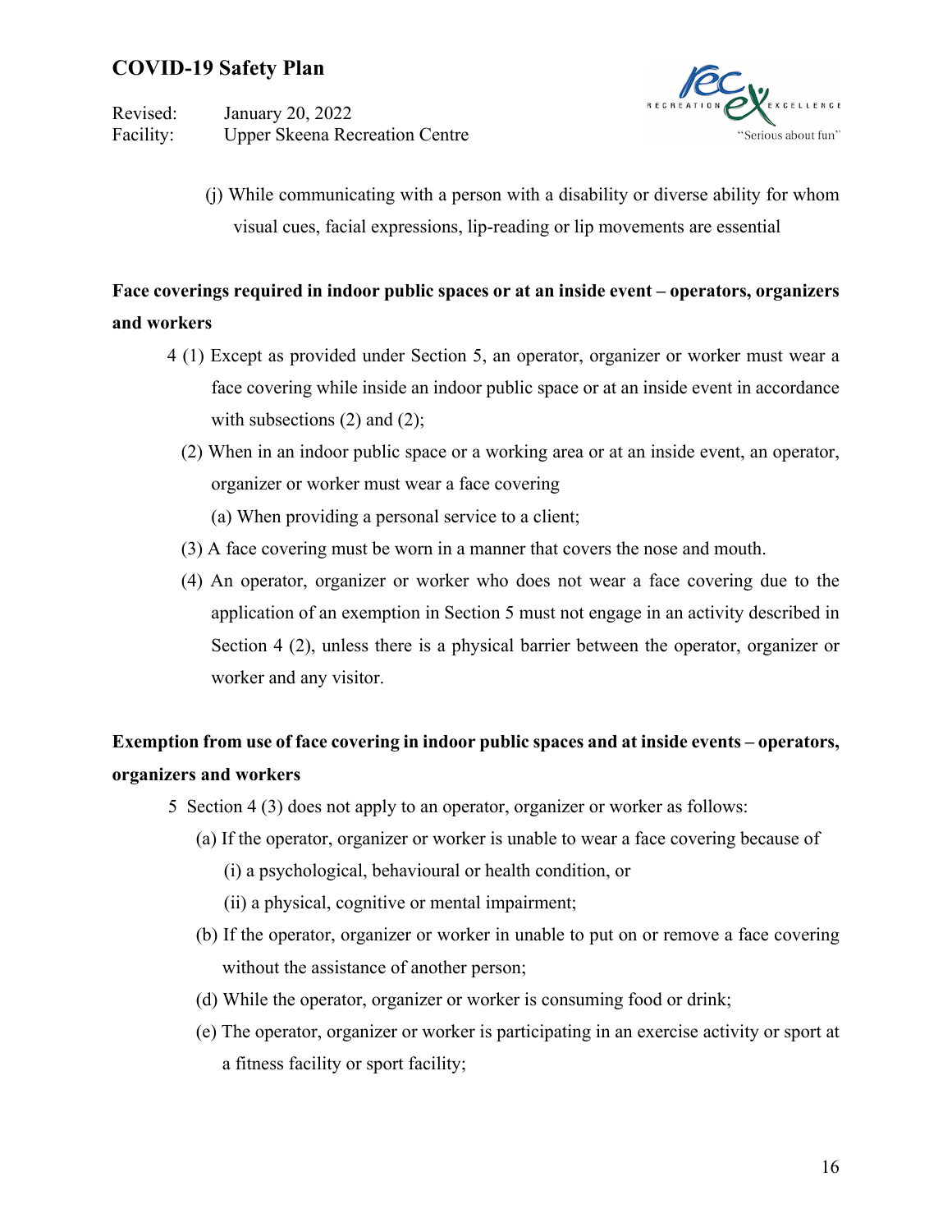(j) While communicating with a person with a disability or diverse ability for whom visual cues, facial expressions, lip-reading or lip movements are essential

**Face coverings required in indoor public spaces or at an inside event – operators, organizers and workers**

4 (1) Except as provided under Section 5, an operator, organizer or worker must wear a face covering while inside an indoor public space or at an inside event in accordance with subsections (2) and (2);

(2) When in an indoor public space or a working area or at an inside event, an operator, organizer or worker must wear a face covering

(a) When providing a personal service to a client;

(3) A face covering must be worn in a manner that covers the nose and mouth.

(4) An operator, organizer or worker who does not wear a face covering due to the application of an exemption in Section 5 must not engage in an activity described in Section 4 (2), unless there is a physical barrier between the operator, organizer or worker and any visitor.

**Exemption from use of face covering in indoor public spaces and at inside events – operators, organizers and workers**

5 Section 4 (3) does not apply to an operator, organizer or worker as follows:

(a) If the operator, organizer or worker is unable to wear a face covering because of

(i) a psychological, behavioural or health condition, or

(ii) a physical, cognitive or mental impairment;

(b) If the operator, organizer or worker in unable to put on or remove a face covering without the assistance of another person;

(d) While the operator, organizer or worker is consuming food or drink;

(e) The operator, organizer or worker is participating in an exercise activity or sport at a fitness facility or sport facility;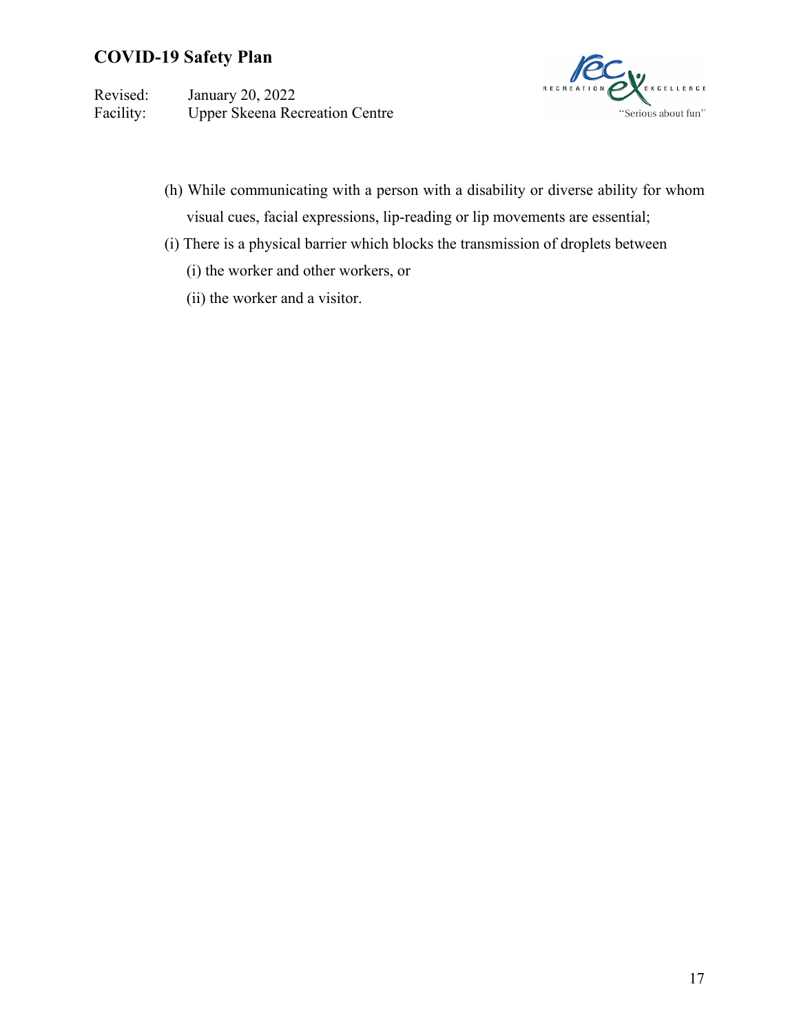(h) While communicating with a person with a disability or diverse ability for whom visual cues, facial expressions, lip-reading or lip movements are essential;

(i) There is a physical barrier which blocks the transmission of droplets between

   (i) the worker and other workers, or

   (ii) the worker and a visitor.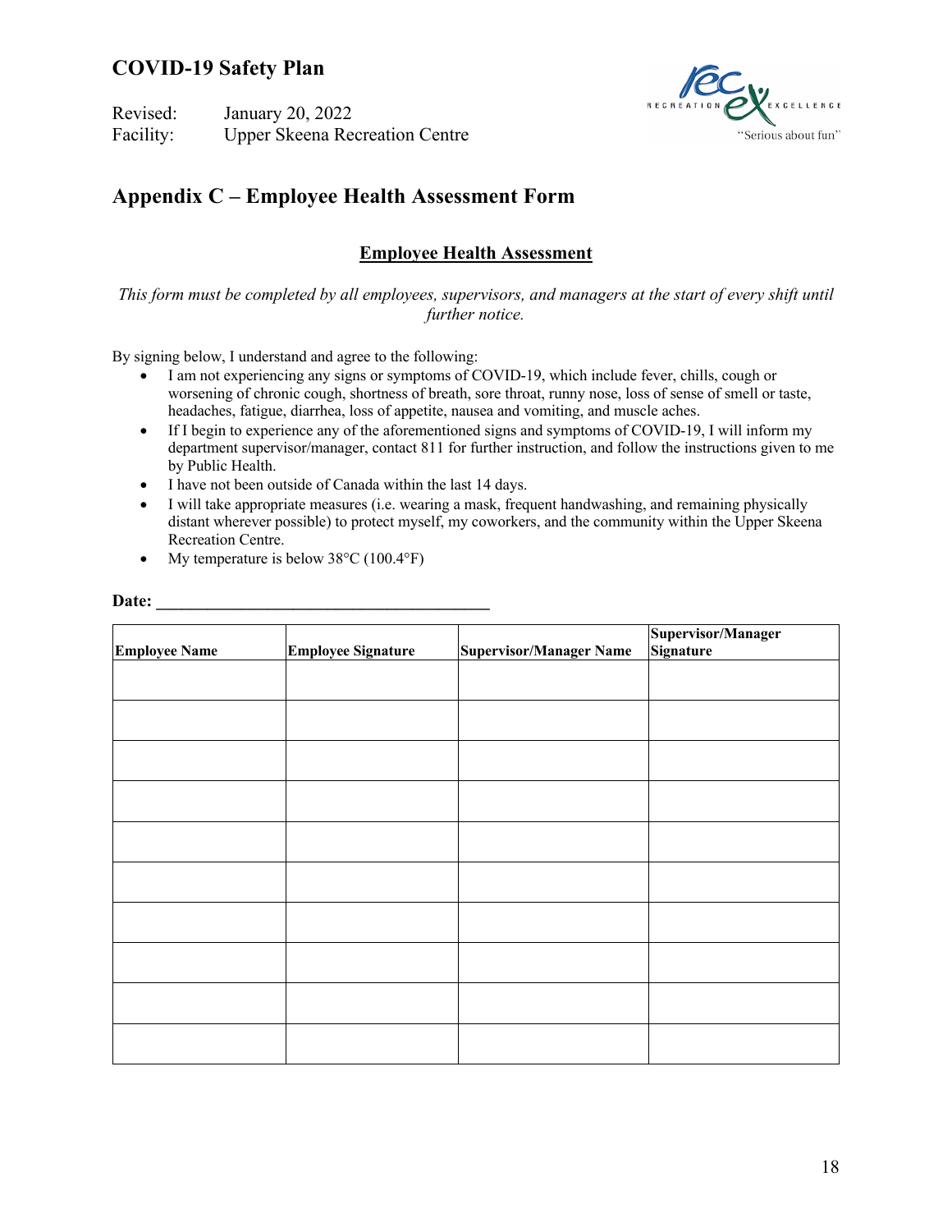## Appendix C – Employee Health Assessment Form

### Employee Health Assessment

*This form must be completed by all employees, supervisors, and managers at the start of every shift until further notice.*

By signing below, I understand and agree to the following:

- I am not experiencing any signs or symptoms of COVID-19, which include fever, chills, cough or worsening of chronic cough, shortness of breath, sore throat, runny nose, loss of sense of smell or taste, headaches, fatigue, diarrhea, loss of appetite, nausea and vomiting, and muscle aches.
- If I begin to experience any of the aforementioned signs and symptoms of COVID-19, I will inform my department supervisor/manager, contact 811 for further instruction, and follow the instructions given to me by Public Health.
- I have not been outside of Canada within the last 14 days.
- I will take appropriate measures (i.e. wearing a mask, frequent handwashing, and remaining physically distant wherever possible) to protect myself, my coworkers, and the community within the Upper Skeena Recreation Centre.
- My temperature is below 38°C (100.4°F)

**Date:** ______________________________________

| Employee Name | Employee Signature | Supervisor/Manager Name | Supervisor/Manager Signature |
|---|---|---|---|
| | | | |
| | | | |
| | | | |
| | | | |
| | | | |
| | | | |
| | | | |
| | | | |
| | | | |
| | | | |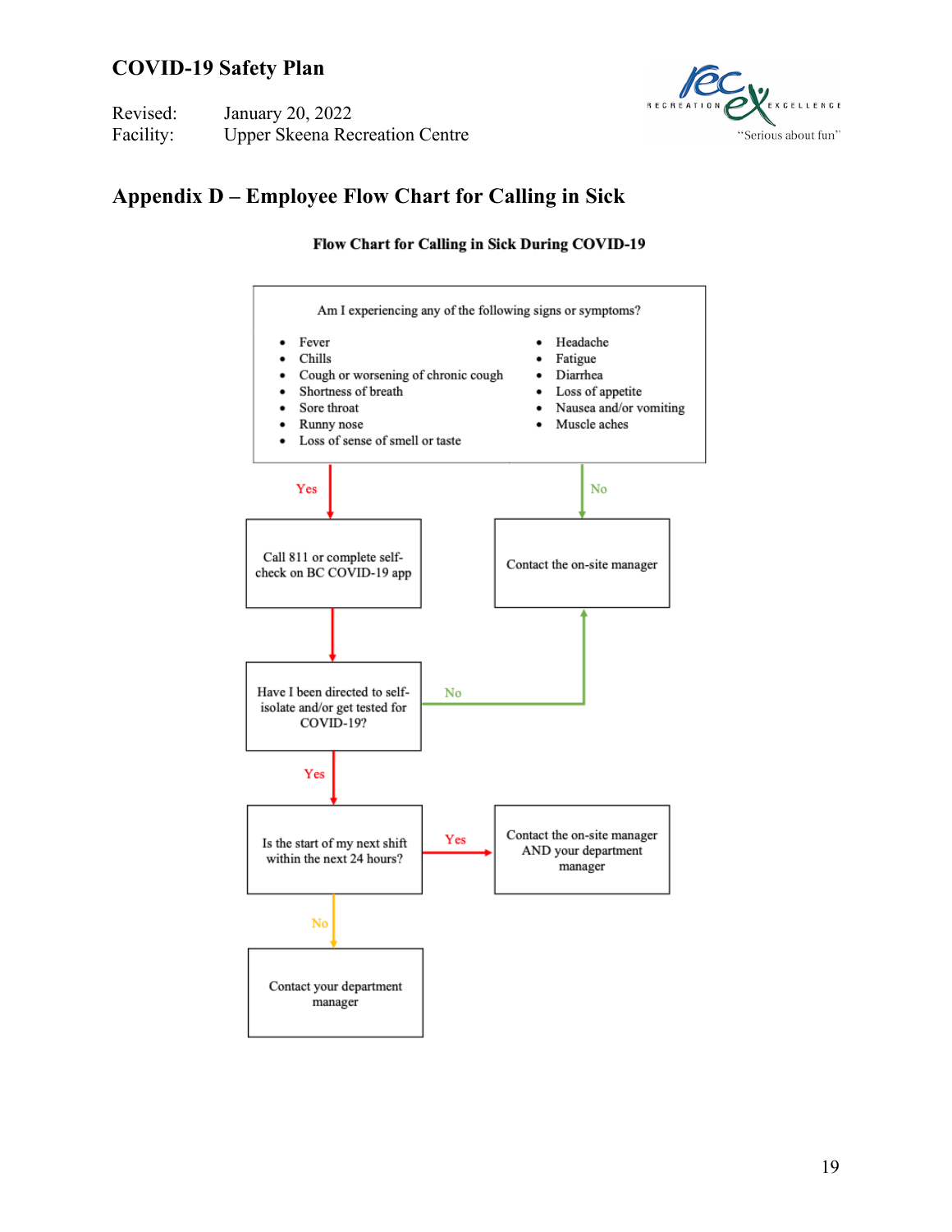## Appendix D – Employee Flow Chart for Calling in Sick

**Flow Chart for Calling in Sick During COVID-19**

Am I experiencing any of the following signs or symptoms?

- Fever
- Chills
- Cough or worsening of chronic cough
- Shortness of breath
- Sore throat
- Runny nose
- Loss of sense of smell or taste
- Headache
- Fatigue
- Diarrhea
- Loss of appetite
- Nausea and/or vomiting
- Muscle aches

**Yes** → Call 811 or complete self-check on BC COVID-19 app

**No** → Contact the on-site manager

Call 811 or complete self-check on BC COVID-19 app → Have I been directed to self-isolate and/or get tested for COVID-19?

- **No** → Contact the on-site manager
- **Yes** → Is the start of my next shift within the next 24 hours?
  - **Yes** → Contact the on-site manager AND your department manager
  - **No** → Contact your department manager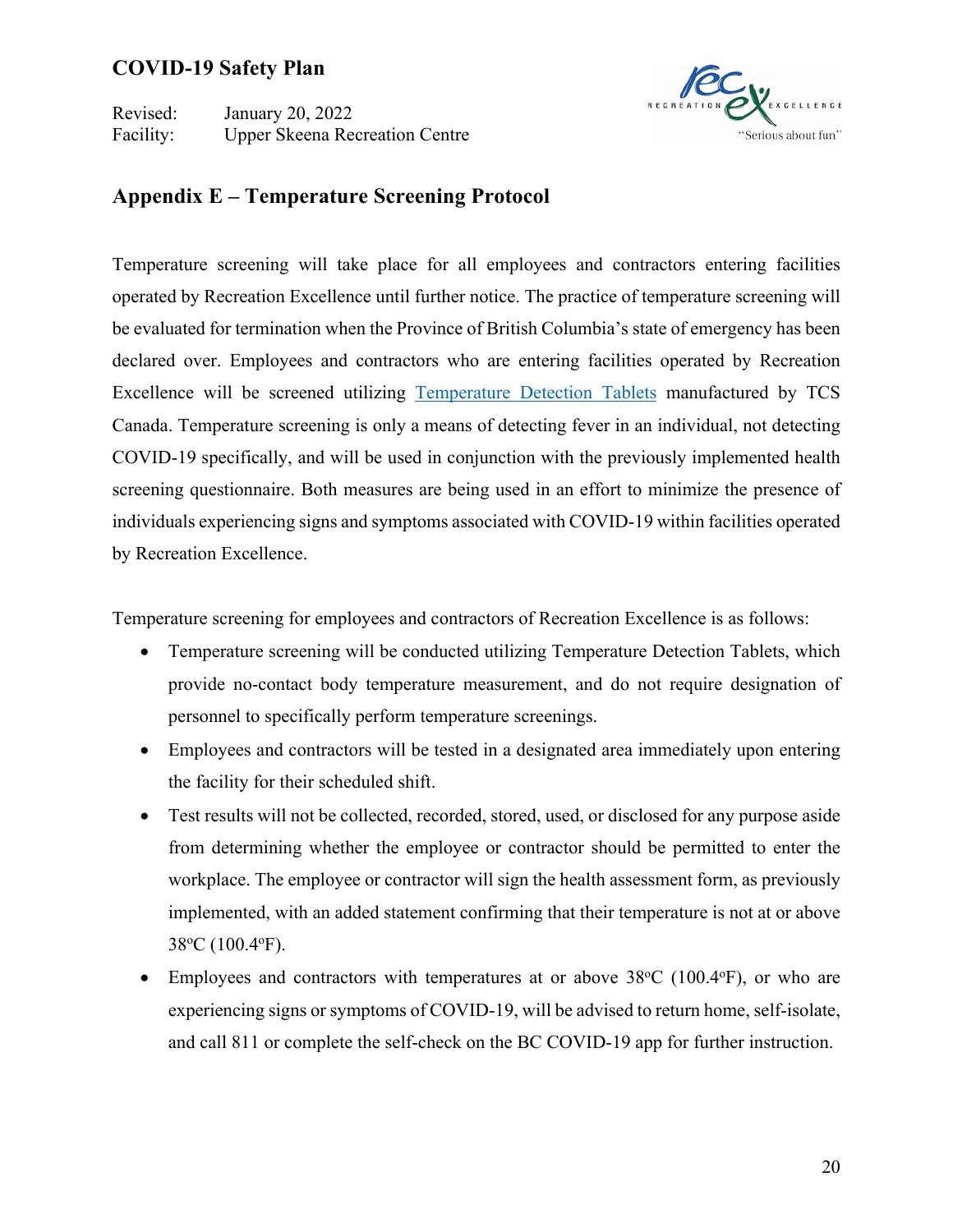## Appendix E – Temperature Screening Protocol

Temperature screening will take place for all employees and contractors entering facilities operated by Recreation Excellence until further notice. The practice of temperature screening will be evaluated for termination when the Province of British Columbia's state of emergency has been declared over. Employees and contractors who are entering facilities operated by Recreation Excellence will be screened utilizing [Temperature Detection Tablets] manufactured by TCS Canada. Temperature screening is only a means of detecting fever in an individual, not detecting COVID-19 specifically, and will be used in conjunction with the previously implemented health screening questionnaire. Both measures are being used in an effort to minimize the presence of individuals experiencing signs and symptoms associated with COVID-19 within facilities operated by Recreation Excellence.

Temperature screening for employees and contractors of Recreation Excellence is as follows:

- Temperature screening will be conducted utilizing Temperature Detection Tablets, which provide no-contact body temperature measurement, and do not require designation of personnel to specifically perform temperature screenings.
- Employees and contractors will be tested in a designated area immediately upon entering the facility for their scheduled shift.
- Test results will not be collected, recorded, stored, used, or disclosed for any purpose aside from determining whether the employee or contractor should be permitted to enter the workplace. The employee or contractor will sign the health assessment form, as previously implemented, with an added statement confirming that their temperature is not at or above 38ºC (100.4ºF).
- Employees and contractors with temperatures at or above 38ºC (100.4ºF), or who are experiencing signs or symptoms of COVID-19, will be advised to return home, self-isolate, and call 811 or complete the self-check on the BC COVID-19 app for further instruction.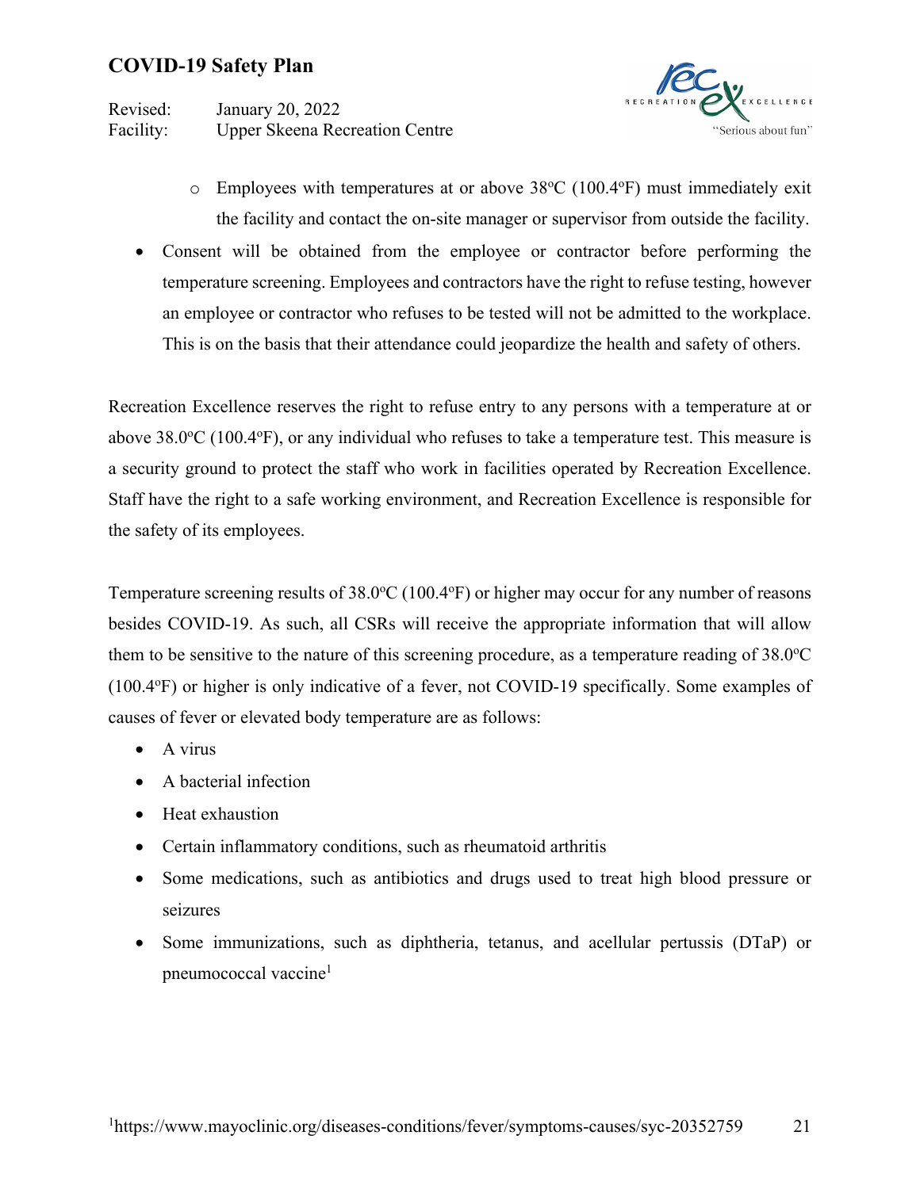- Employees with temperatures at or above 38ºC (100.4ºF) must immediately exit the facility and contact the on-site manager or supervisor from outside the facility.
- Consent will be obtained from the employee or contractor before performing the temperature screening. Employees and contractors have the right to refuse testing, however an employee or contractor who refuses to be tested will not be admitted to the workplace. This is on the basis that their attendance could jeopardize the health and safety of others.

Recreation Excellence reserves the right to refuse entry to any persons with a temperature at or above 38.0ºC (100.4ºF), or any individual who refuses to take a temperature test. This measure is a security ground to protect the staff who work in facilities operated by Recreation Excellence. Staff have the right to a safe working environment, and Recreation Excellence is responsible for the safety of its employees.

Temperature screening results of 38.0ºC (100.4ºF) or higher may occur for any number of reasons besides COVID-19. As such, all CSRs will receive the appropriate information that will allow them to be sensitive to the nature of this screening procedure, as a temperature reading of 38.0ºC (100.4ºF) or higher is only indicative of a fever, not COVID-19 specifically. Some examples of causes of fever or elevated body temperature are as follows:

- A virus
- A bacterial infection
- Heat exhaustion
- Certain inflammatory conditions, such as rheumatoid arthritis
- Some medications, such as antibiotics and drugs used to treat high blood pressure or seizures
- Some immunizations, such as diphtheria, tetanus, and acellular pertussis (DTaP) or pneumococcal vaccine[1]

[1] https://www.mayoclinic.org/diseases-conditions/fever/symptoms-causes/syc-20352759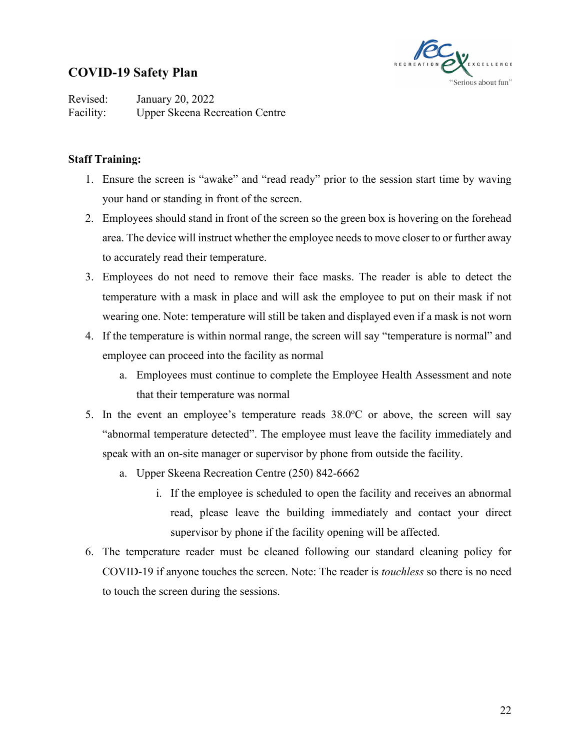## COVID-19 Safety Plan

Revised: January 20, 2022
Facility: Upper Skeena Recreation Centre

**Staff Training:**

1. Ensure the screen is "awake" and "read ready" prior to the session start time by waving your hand or standing in front of the screen.
2. Employees should stand in front of the screen so the green box is hovering on the forehead area. The device will instruct whether the employee needs to move closer to or further away to accurately read their temperature.
3. Employees do not need to remove their face masks. The reader is able to detect the temperature with a mask in place and will ask the employee to put on their mask if not wearing one. Note: temperature will still be taken and displayed even if a mask is not worn
4. If the temperature is within normal range, the screen will say "temperature is normal" and employee can proceed into the facility as normal
   a. Employees must continue to complete the Employee Health Assessment and note that their temperature was normal
5. In the event an employee's temperature reads 38.0°C or above, the screen will say "abnormal temperature detected". The employee must leave the facility immediately and speak with an on-site manager or supervisor by phone from outside the facility.
   a. Upper Skeena Recreation Centre (250) 842-6662
      i. If the employee is scheduled to open the facility and receives an abnormal read, please leave the building immediately and contact your direct supervisor by phone if the facility opening will be affected.
6. The temperature reader must be cleaned following our standard cleaning policy for COVID-19 if anyone touches the screen. Note: The reader is *touchless* so there is no need to touch the screen during the sessions.